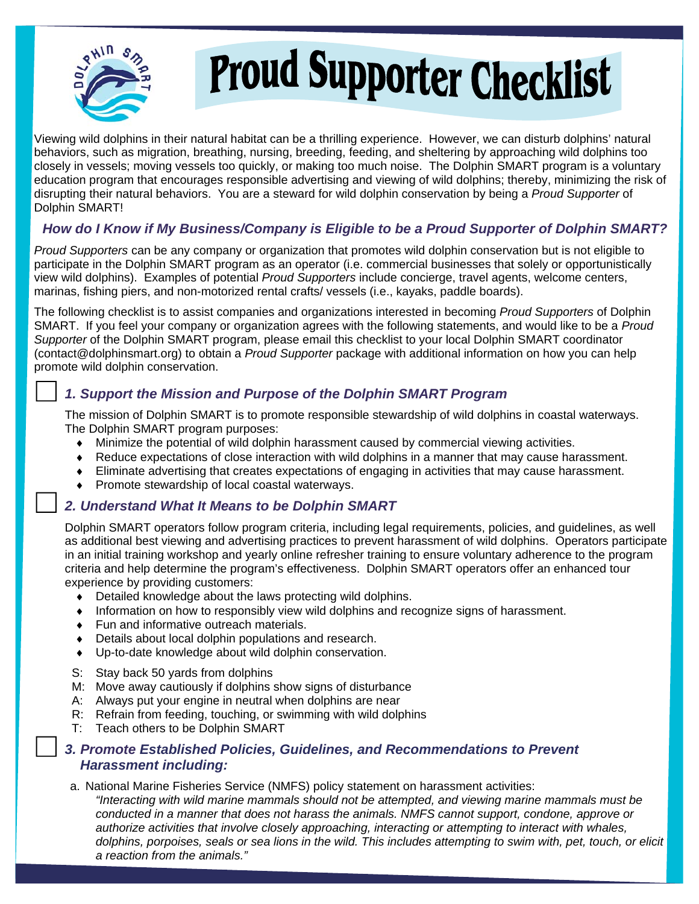# Proud Supporter Checklist

Viewing wild dolphins in their natural habitat can be a thrilling experience. However, we can disturb dolphins' natural behaviors, such as migration, breathing, nursing, breeding, feeding, and sheltering by approaching wild dolphins too closely in vessels; moving vessels too quickly, or making too much noise. The Dolphin SMART program is a voluntary education program that encourages responsible advertising and viewing of wild dolphins; thereby, minimizing the risk of disrupting their natural behaviors. You are a steward for wild dolphin conservation by being a *Proud Supporter* of Dolphin SMART!

## *How do I Know if My Business/Company is Eligible to be a Proud Supporter of Dolphin SMART?*

*Proud Supporters* can be any company or organization that promotes wild dolphin conservation but is not eligible to participate in the Dolphin SMART program as an operator (i.e. commercial businesses that solely or opportunistically view wild dolphins). Examples of potential *Proud Supporters* include concierge, travel agents, welcome centers, marinas, fishing piers, and non-motorized rental crafts/ vessels (i.e., kayaks, paddle boards).

The following checklist is to assist companies and organizations interested in becoming *Proud Supporters* of Dolphin SMART. If you feel your company or organization agrees with the following statements, and would like to be a *Proud Supporter* of the Dolphin SMART program, please email this checklist to your local Dolphin SMART coordinator (contact@dolphinsmart.org) to obtain a *Proud Supporter* package with additional information on how you can help promote wild dolphin conservation.

### ☐ *1. Support the Mission and Purpose of the Dolphin SMART Program*

The mission of Dolphin SMART is to promote responsible stewardship of wild dolphins in coastal waterways. The Dolphin SMART program purposes:

- Minimize the potential of wild dolphin harassment caused by commercial viewing activities.
- Reduce expectations of close interaction with wild dolphins in a manner that may cause harassment.
- Eliminate advertising that creates expectations of engaging in activities that may cause harassment.
- Promote stewardship of local coastal waterways.

### ☐ *2. Understand What It Means to be Dolphin SMART*

Dolphin SMART operators follow program criteria, including legal requirements, policies, and guidelines, as well as additional best viewing and advertising practices to prevent harassment of wild dolphins. Operators participate in an initial training workshop and yearly online refresher training to ensure voluntary adherence to the program criteria and help determine the program's effectiveness. Dolphin SMART operators offer an enhanced tour experience by providing customers:

- Detailed knowledge about the laws protecting wild dolphins.
- Information on how to responsibly view wild dolphins and recognize signs of harassment.
- Fun and informative outreach materials.
- Details about local dolphin populations and research.
- Up-to-date knowledge about wild dolphin conservation.

S: Stay back 50 yards from dolphins
M: Move away cautiously if dolphins show signs of disturbance
A: Always put your engine in neutral when dolphins are near
R: Refrain from feeding, touching, or swimming with wild dolphins
T: Teach others to be Dolphin SMART

### ☐ *3. Promote Established Policies, Guidelines, and Recommendations to Prevent Harassment including:*

a. National Marine Fisheries Service (NMFS) policy statement on harassment activities:

*"Interacting with wild marine mammals should not be attempted, and viewing marine mammals must be conducted in a manner that does not harass the animals. NMFS cannot support, condone, approve or authorize activities that involve closely approaching, interacting or attempting to interact with whales, dolphins, porpoises, seals or sea lions in the wild. This includes attempting to swim with, pet, touch, or elicit a reaction from the animals."*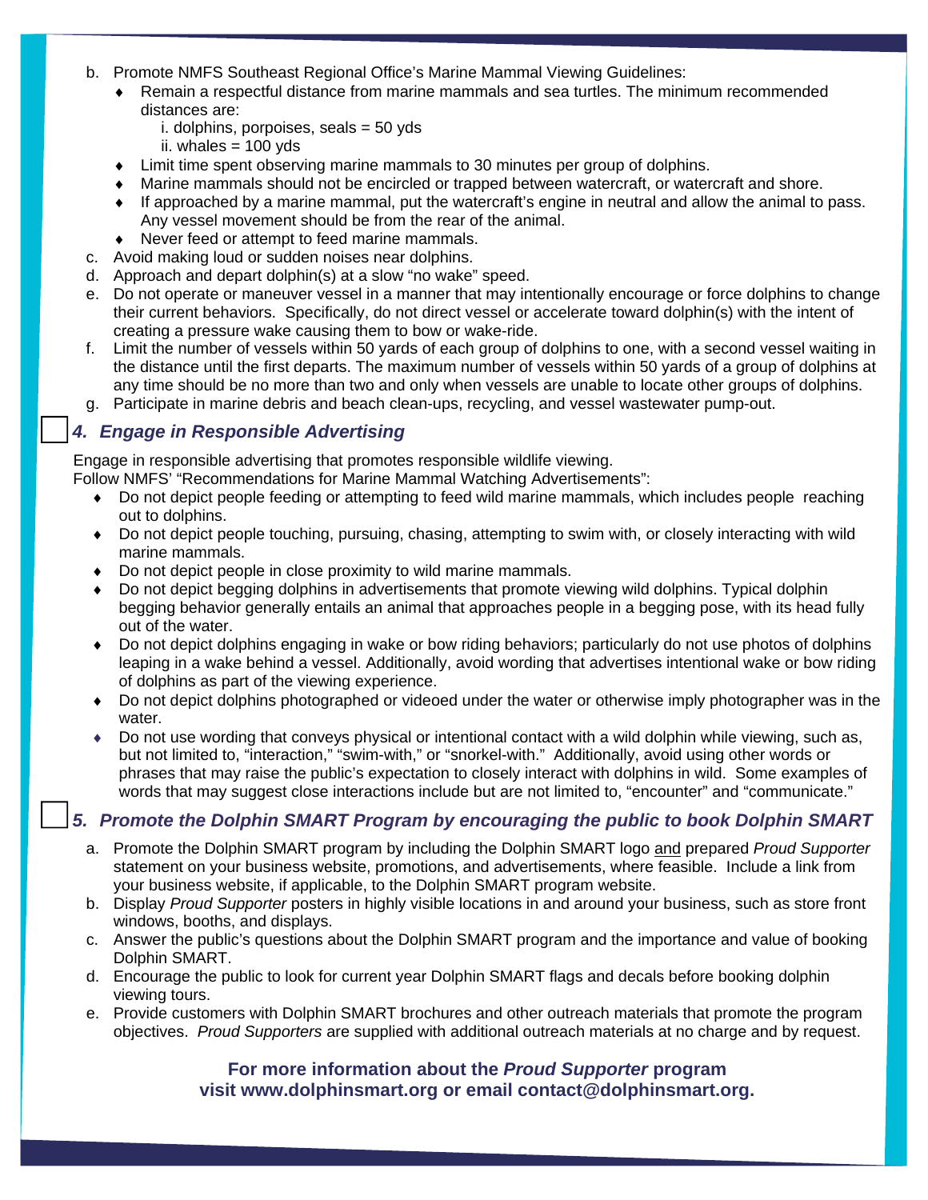b. Promote NMFS Southeast Regional Office's Marine Mammal Viewing Guidelines:
   - Remain a respectful distance from marine mammals and sea turtles. The minimum recommended distances are:
     i. dolphins, porpoises, seals = 50 yds
     ii. whales = 100 yds
   - Limit time spent observing marine mammals to 30 minutes per group of dolphins.
   - Marine mammals should not be encircled or trapped between watercraft, or watercraft and shore.
   - If approached by a marine mammal, put the watercraft's engine in neutral and allow the animal to pass. Any vessel movement should be from the rear of the animal.
   - Never feed or attempt to feed marine mammals.

c. Avoid making loud or sudden noises near dolphins.

d. Approach and depart dolphin(s) at a slow "no wake" speed.

e. Do not operate or maneuver vessel in a manner that may intentionally encourage or force dolphins to change their current behaviors. Specifically, do not direct vessel or accelerate toward dolphin(s) with the intent of creating a pressure wake causing them to bow or wake-ride.

f. Limit the number of vessels within 50 yards of each group of dolphins to one, with a second vessel waiting in the distance until the first departs. The maximum number of vessels within 50 yards of a group of dolphins at any time should be no more than two and only when vessels are unable to locate other groups of dolphins.

g. Participate in marine debris and beach clean-ups, recycling, and vessel wastewater pump-out.

### ☐ *4. Engage in Responsible Advertising*

Engage in responsible advertising that promotes responsible wildlife viewing.
Follow NMFS' "Recommendations for Marine Mammal Watching Advertisements":

- Do not depict people feeding or attempting to feed wild marine mammals, which includes people reaching out to dolphins.
- Do not depict people touching, pursuing, chasing, attempting to swim with, or closely interacting with wild marine mammals.
- Do not depict people in close proximity to wild marine mammals.
- Do not depict begging dolphins in advertisements that promote viewing wild dolphins. Typical dolphin begging behavior generally entails an animal that approaches people in a begging pose, with its head fully out of the water.
- Do not depict dolphins engaging in wake or bow riding behaviors; particularly do not use photos of dolphins leaping in a wake behind a vessel. Additionally, avoid wording that advertises intentional wake or bow riding of dolphins as part of the viewing experience.
- Do not depict dolphins photographed or videoed under the water or otherwise imply photographer was in the water.
- Do not use wording that conveys physical or intentional contact with a wild dolphin while viewing, such as, but not limited to, "interaction," "swim-with," or "snorkel-with." Additionally, avoid using other words or phrases that may raise the public's expectation to closely interact with dolphins in wild. Some examples of words that may suggest close interactions include but are not limited to, "encounter" and "communicate."

### ☐ *5. Promote the Dolphin SMART Program by encouraging the public to book Dolphin SMART*

a. Promote the Dolphin SMART program by including the Dolphin SMART logo and prepared *Proud Supporter* statement on your business website, promotions, and advertisements, where feasible. Include a link from your business website, if applicable, to the Dolphin SMART program website.

b. Display *Proud Supporter* posters in highly visible locations in and around your business, such as store front windows, booths, and displays.

c. Answer the public's questions about the Dolphin SMART program and the importance and value of booking Dolphin SMART.

d. Encourage the public to look for current year Dolphin SMART flags and decals before booking dolphin viewing tours.

e. Provide customers with Dolphin SMART brochures and other outreach materials that promote the program objectives. *Proud Supporters* are supplied with additional outreach materials at no charge and by request.

**For more information about the *Proud Supporter* program**
**visit www.dolphinsmart.org or email contact@dolphinsmart.org.**